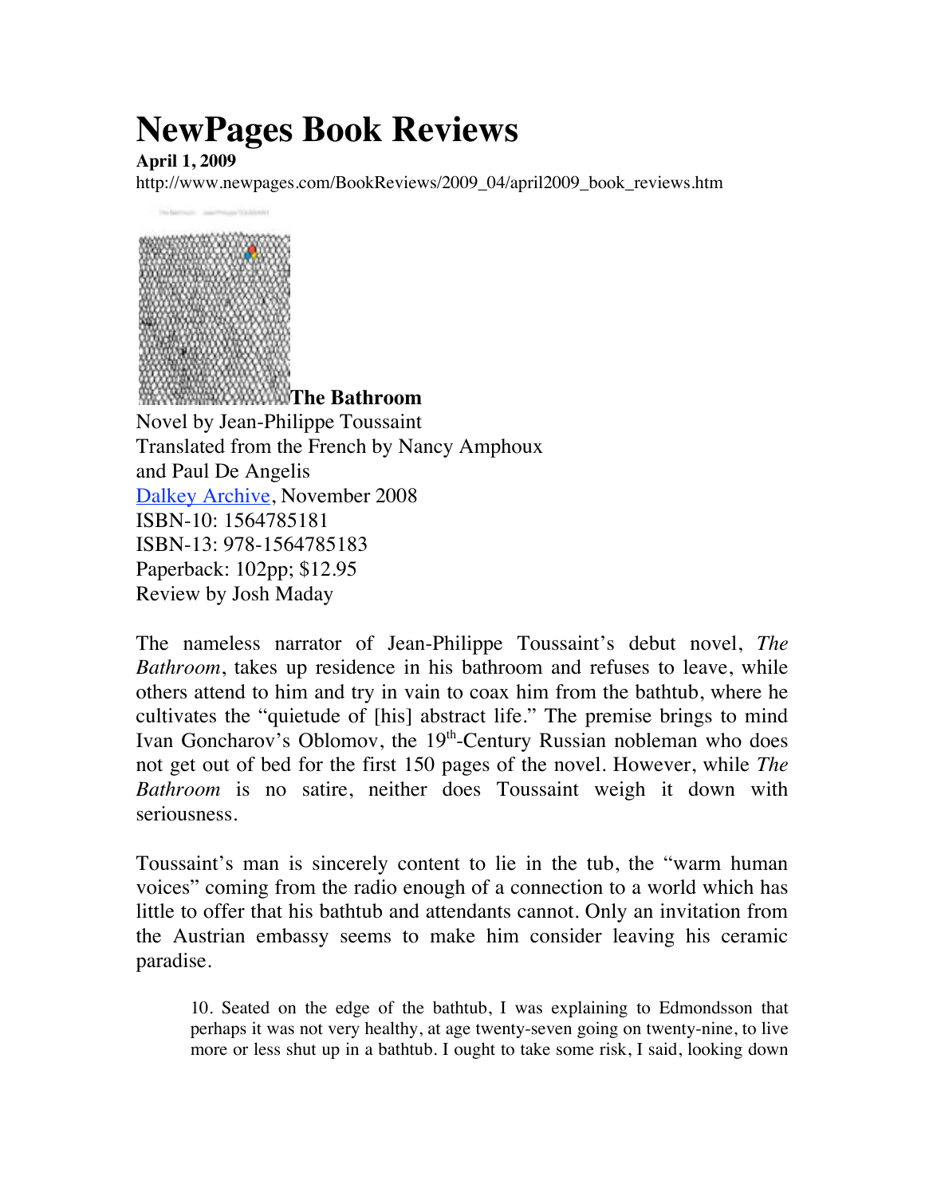# NewPages Book Reviews

**April 1, 2009**

http://www.newpages.com/BookReviews/2009_04/april2009_book_reviews.htm

**The Bathroom**

Novel by Jean-Philippe Toussaint
Translated from the French by Nancy Amphoux and Paul De Angelis
Dalkey Archive, November 2008
ISBN-10: 1564785181
ISBN-13: 978-1564785183
Paperback: 102pp; $12.95
Review by Josh Maday

The nameless narrator of Jean-Philippe Toussaint's debut novel, *The Bathroom*, takes up residence in his bathroom and refuses to leave, while others attend to him and try in vain to coax him from the bathtub, where he cultivates the "quietude of [his] abstract life." The premise brings to mind Ivan Goncharov's Oblomov, the 19th-Century Russian nobleman who does not get out of bed for the first 150 pages of the novel. However, while *The Bathroom* is no satire, neither does Toussaint weigh it down with seriousness.

Toussaint's man is sincerely content to lie in the tub, the "warm human voices" coming from the radio enough of a connection to a world which has little to offer that his bathtub and attendants cannot. Only an invitation from the Austrian embassy seems to make him consider leaving his ceramic paradise.

> 10. Seated on the edge of the bathtub, I was explaining to Edmondsson that perhaps it was not very healthy, at age twenty-seven going on twenty-nine, to live more or less shut up in a bathtub. I ought to take some risk, I said, looking down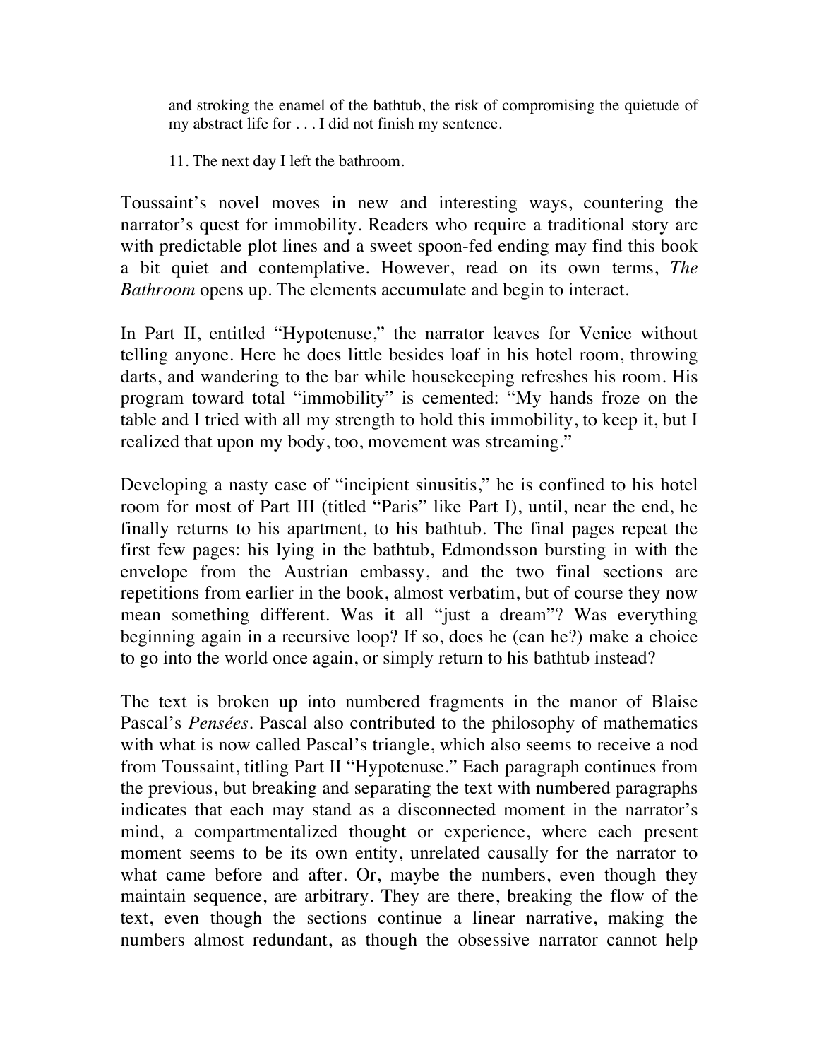> and stroking the enamel of the bathtub, the risk of compromising the quietude of my abstract life for . . . I did not finish my sentence.
>
> 11. The next day I left the bathroom.

Toussaint's novel moves in new and interesting ways, countering the narrator's quest for immobility. Readers who require a traditional story arc with predictable plot lines and a sweet spoon-fed ending may find this book a bit quiet and contemplative. However, read on its own terms, *The Bathroom* opens up. The elements accumulate and begin to interact.

In Part II, entitled "Hypotenuse," the narrator leaves for Venice without telling anyone. Here he does little besides loaf in his hotel room, throwing darts, and wandering to the bar while housekeeping refreshes his room. His program toward total "immobility" is cemented: "My hands froze on the table and I tried with all my strength to hold this immobility, to keep it, but I realized that upon my body, too, movement was streaming."

Developing a nasty case of "incipient sinusitis," he is confined to his hotel room for most of Part III (titled "Paris" like Part I), until, near the end, he finally returns to his apartment, to his bathtub. The final pages repeat the first few pages: his lying in the bathtub, Edmondsson bursting in with the envelope from the Austrian embassy, and the two final sections are repetitions from earlier in the book, almost verbatim, but of course they now mean something different. Was it all "just a dream"? Was everything beginning again in a recursive loop? If so, does he (can he?) make a choice to go into the world once again, or simply return to his bathtub instead?

The text is broken up into numbered fragments in the manor of Blaise Pascal's *Pensées*. Pascal also contributed to the philosophy of mathematics with what is now called Pascal's triangle, which also seems to receive a nod from Toussaint, titling Part II "Hypotenuse." Each paragraph continues from the previous, but breaking and separating the text with numbered paragraphs indicates that each may stand as a disconnected moment in the narrator's mind, a compartmentalized thought or experience, where each present moment seems to be its own entity, unrelated causally for the narrator to what came before and after. Or, maybe the numbers, even though they maintain sequence, are arbitrary. They are there, breaking the flow of the text, even though the sections continue a linear narrative, making the numbers almost redundant, as though the obsessive narrator cannot help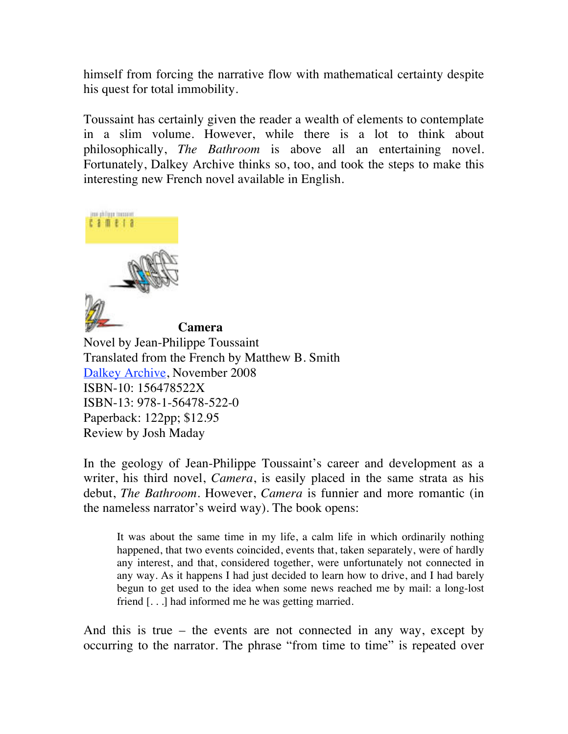himself from forcing the narrative flow with mathematical certainty despite his quest for total immobility.

Toussaint has certainly given the reader a wealth of elements to contemplate in a slim volume. However, while there is a lot to think about philosophically, *The Bathroom* is above all an entertaining novel. Fortunately, Dalkey Archive thinks so, too, and took the steps to make this interesting new French novel available in English.

**Camera**
Novel by Jean-Philippe Toussaint
Translated from the French by Matthew B. Smith
Dalkey Archive, November 2008
ISBN-10: 156478522X
ISBN-13: 978-1-56478-522-0
Paperback: 122pp; $12.95
Review by Josh Maday

In the geology of Jean-Philippe Toussaint's career and development as a writer, his third novel, *Camera*, is easily placed in the same strata as his debut, *The Bathroom*. However, *Camera* is funnier and more romantic (in the nameless narrator's weird way). The book opens:

> It was about the same time in my life, a calm life in which ordinarily nothing happened, that two events coincided, events that, taken separately, were of hardly any interest, and that, considered together, were unfortunately not connected in any way. As it happens I had just decided to learn how to drive, and I had barely begun to get used to the idea when some news reached me by mail: a long-lost friend [. . .] had informed me he was getting married.

And this is true – the events are not connected in any way, except by occurring to the narrator. The phrase "from time to time" is repeated over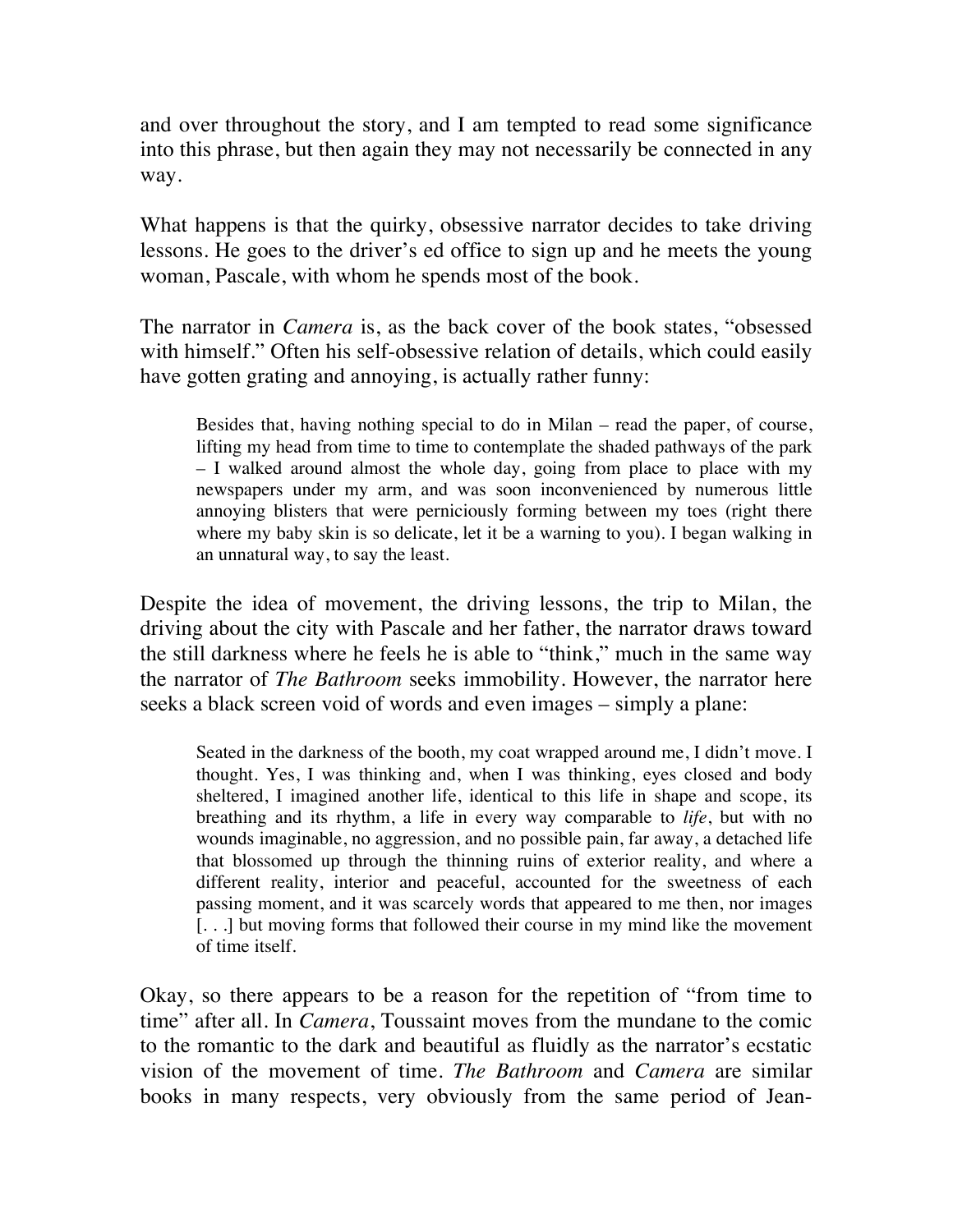and over throughout the story, and I am tempted to read some significance into this phrase, but then again they may not necessarily be connected in any way.

What happens is that the quirky, obsessive narrator decides to take driving lessons. He goes to the driver's ed office to sign up and he meets the young woman, Pascale, with whom he spends most of the book.

The narrator in *Camera* is, as the back cover of the book states, "obsessed with himself." Often his self-obsessive relation of details, which could easily have gotten grating and annoying, is actually rather funny:

> Besides that, having nothing special to do in Milan – read the paper, of course, lifting my head from time to time to contemplate the shaded pathways of the park – I walked around almost the whole day, going from place to place with my newspapers under my arm, and was soon inconvenienced by numerous little annoying blisters that were perniciously forming between my toes (right there where my baby skin is so delicate, let it be a warning to you). I began walking in an unnatural way, to say the least.

Despite the idea of movement, the driving lessons, the trip to Milan, the driving about the city with Pascale and her father, the narrator draws toward the still darkness where he feels he is able to "think," much in the same way the narrator of *The Bathroom* seeks immobility. However, the narrator here seeks a black screen void of words and even images – simply a plane:

> Seated in the darkness of the booth, my coat wrapped around me, I didn't move. I thought. Yes, I was thinking and, when I was thinking, eyes closed and body sheltered, I imagined another life, identical to this life in shape and scope, its breathing and its rhythm, a life in every way comparable to *life*, but with no wounds imaginable, no aggression, and no possible pain, far away, a detached life that blossomed up through the thinning ruins of exterior reality, and where a different reality, interior and peaceful, accounted for the sweetness of each passing moment, and it was scarcely words that appeared to me then, nor images [. . .] but moving forms that followed their course in my mind like the movement of time itself.

Okay, so there appears to be a reason for the repetition of "from time to time" after all. In *Camera*, Toussaint moves from the mundane to the comic to the romantic to the dark and beautiful as fluidly as the narrator's ecstatic vision of the movement of time. *The Bathroom* and *Camera* are similar books in many respects, very obviously from the same period of Jean-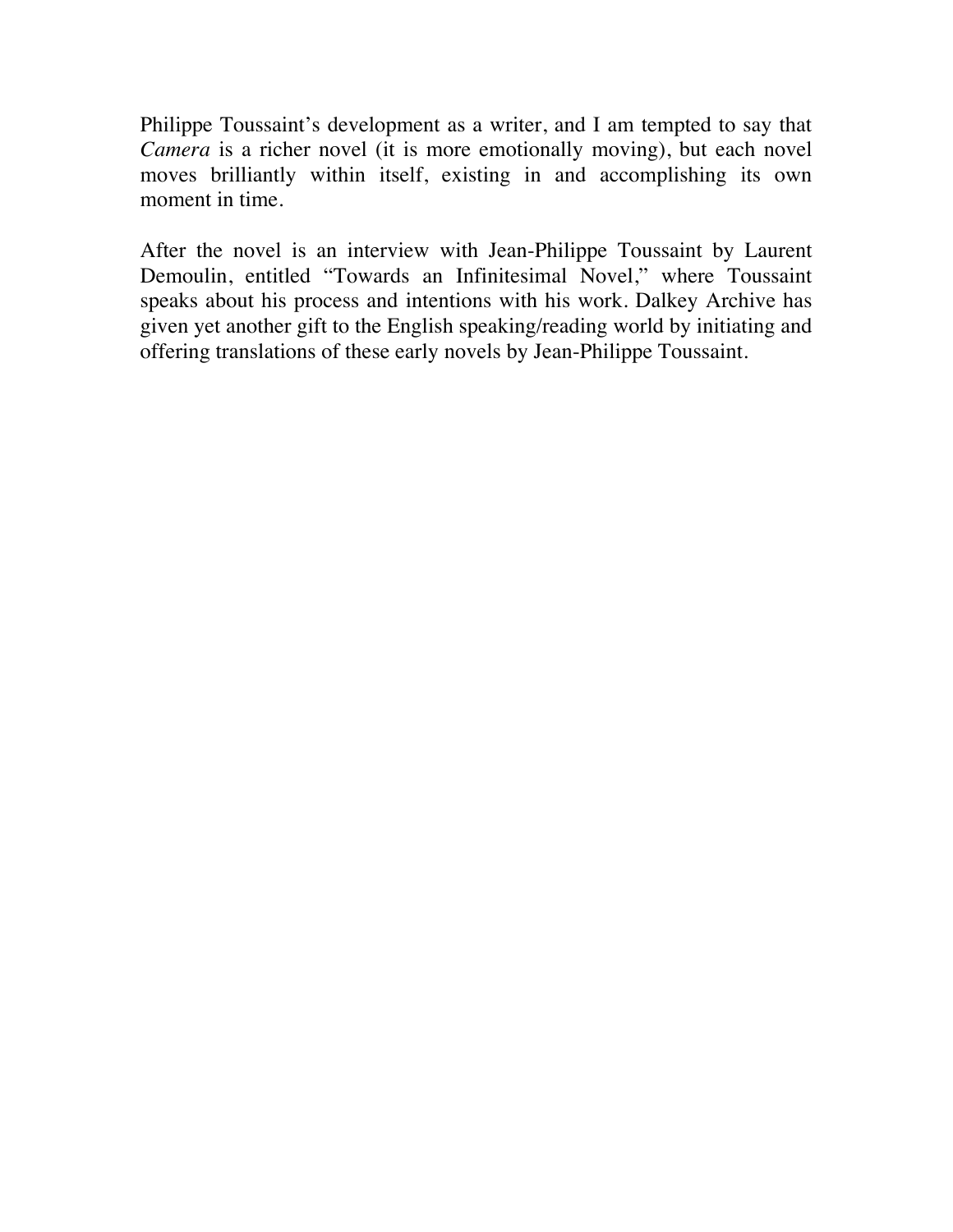Philippe Toussaint's development as a writer, and I am tempted to say that *Camera* is a richer novel (it is more emotionally moving), but each novel moves brilliantly within itself, existing in and accomplishing its own moment in time.

After the novel is an interview with Jean-Philippe Toussaint by Laurent Demoulin, entitled "Towards an Infinitesimal Novel," where Toussaint speaks about his process and intentions with his work. Dalkey Archive has given yet another gift to the English speaking/reading world by initiating and offering translations of these early novels by Jean-Philippe Toussaint.